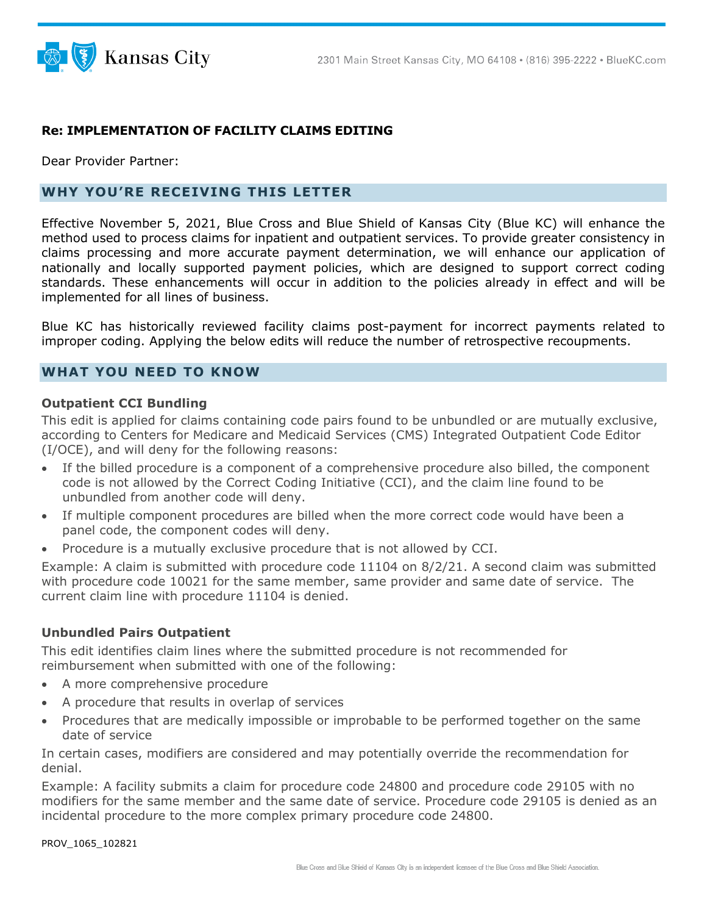**Re: IMPLEMENTATION OF FACILITY CLAIMS EDITING**

Dear Provider Partner:

## WHY YOU'RE RECEIVING THIS LETTER

Effective November 5, 2021, Blue Cross and Blue Shield of Kansas City (Blue KC) will enhance the method used to process claims for inpatient and outpatient services. To provide greater consistency in claims processing and more accurate payment determination, we will enhance our application of nationally and locally supported payment policies, which are designed to support correct coding standards. These enhancements will occur in addition to the policies already in effect and will be implemented for all lines of business.

Blue KC has historically reviewed facility claims post-payment for incorrect payments related to improper coding. Applying the below edits will reduce the number of retrospective recoupments.

## WHAT YOU NEED TO KNOW

### Outpatient CCI Bundling

This edit is applied for claims containing code pairs found to be unbundled or are mutually exclusive, according to Centers for Medicare and Medicaid Services (CMS) Integrated Outpatient Code Editor (I/OCE), and will deny for the following reasons:

- If the billed procedure is a component of a comprehensive procedure also billed, the component code is not allowed by the Correct Coding Initiative (CCI), and the claim line found to be unbundled from another code will deny.
- If multiple component procedures are billed when the more correct code would have been a panel code, the component codes will deny.
- Procedure is a mutually exclusive procedure that is not allowed by CCI.

Example: A claim is submitted with procedure code 11104 on 8/2/21. A second claim was submitted with procedure code 10021 for the same member, same provider and same date of service. The current claim line with procedure 11104 is denied.

### Unbundled Pairs Outpatient

This edit identifies claim lines where the submitted procedure is not recommended for reimbursement when submitted with one of the following:

- A more comprehensive procedure
- A procedure that results in overlap of services
- Procedures that are medically impossible or improbable to be performed together on the same date of service

In certain cases, modifiers are considered and may potentially override the recommendation for denial.

Example: A facility submits a claim for procedure code 24800 and procedure code 29105 with no modifiers for the same member and the same date of service. Procedure code 29105 is denied as an incidental procedure to the more complex primary procedure code 24800.

PROV_1065_102821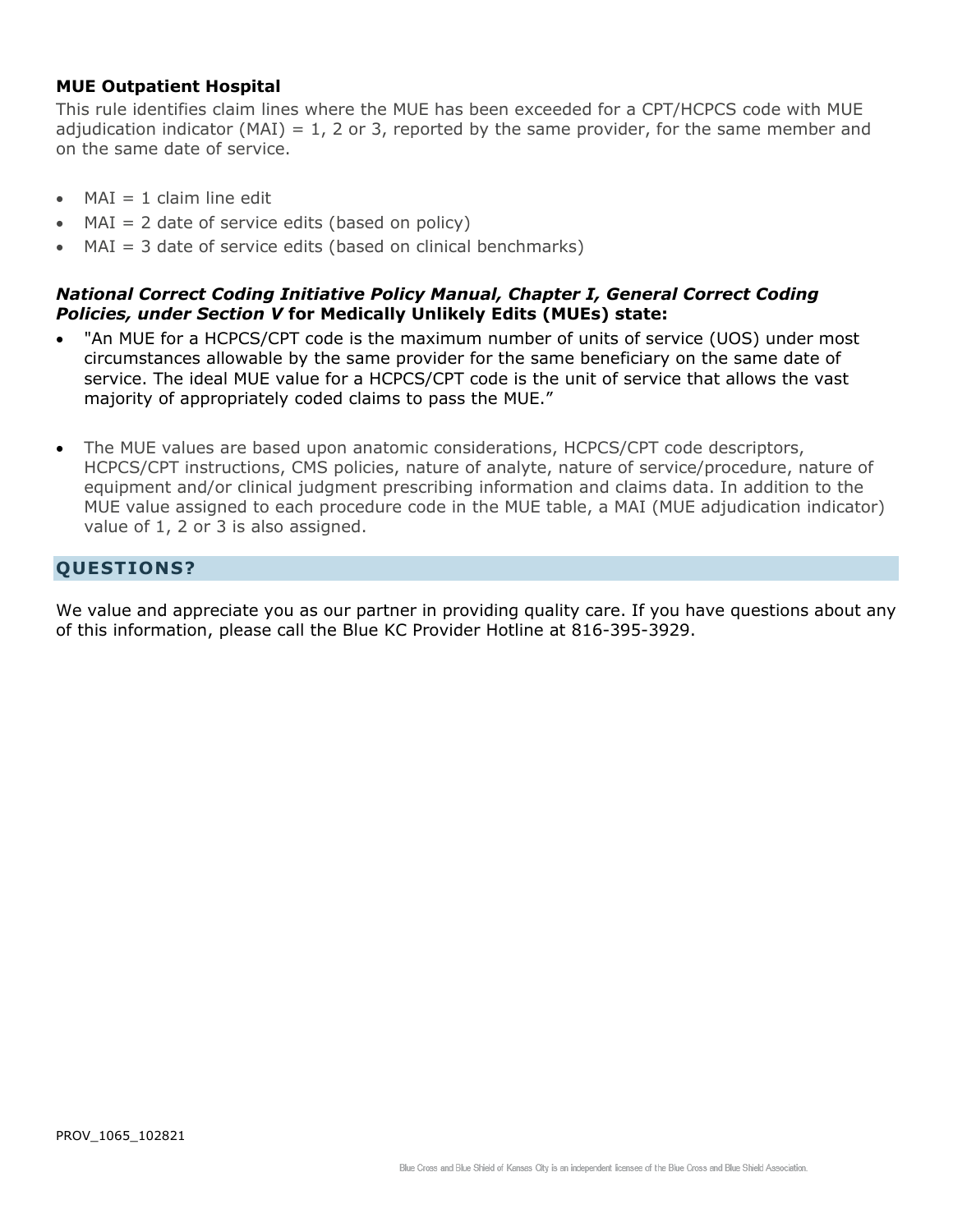**MUE Outpatient Hospital**

This rule identifies claim lines where the MUE has been exceeded for a CPT/HCPCS code with MUE adjudication indicator (MAI) = 1, 2 or 3, reported by the same provider, for the same member and on the same date of service.

- MAI = 1 claim line edit
- MAI = 2 date of service edits (based on policy)
- MAI = 3 date of service edits (based on clinical benchmarks)

***National Correct Coding Initiative Policy Manual, Chapter I, General Correct Coding Policies, under Section V* for Medically Unlikely Edits (MUEs) state:**

- "An MUE for a HCPCS/CPT code is the maximum number of units of service (UOS) under most circumstances allowable by the same provider for the same beneficiary on the same date of service. The ideal MUE value for a HCPCS/CPT code is the unit of service that allows the vast majority of appropriately coded claims to pass the MUE."

- The MUE values are based upon anatomic considerations, HCPCS/CPT code descriptors, HCPCS/CPT instructions, CMS policies, nature of analyte, nature of service/procedure, nature of equipment and/or clinical judgment prescribing information and claims data. In addition to the MUE value assigned to each procedure code in the MUE table, a MAI (MUE adjudication indicator) value of 1, 2 or 3 is also assigned.

## QUESTIONS?

We value and appreciate you as our partner in providing quality care. If you have questions about any of this information, please call the Blue KC Provider Hotline at 816-395-3929.

PROV_1065_102821

Blue Cross and Blue Shield of Kansas City is an independent licensee of the Blue Cross and Blue Shield Association.